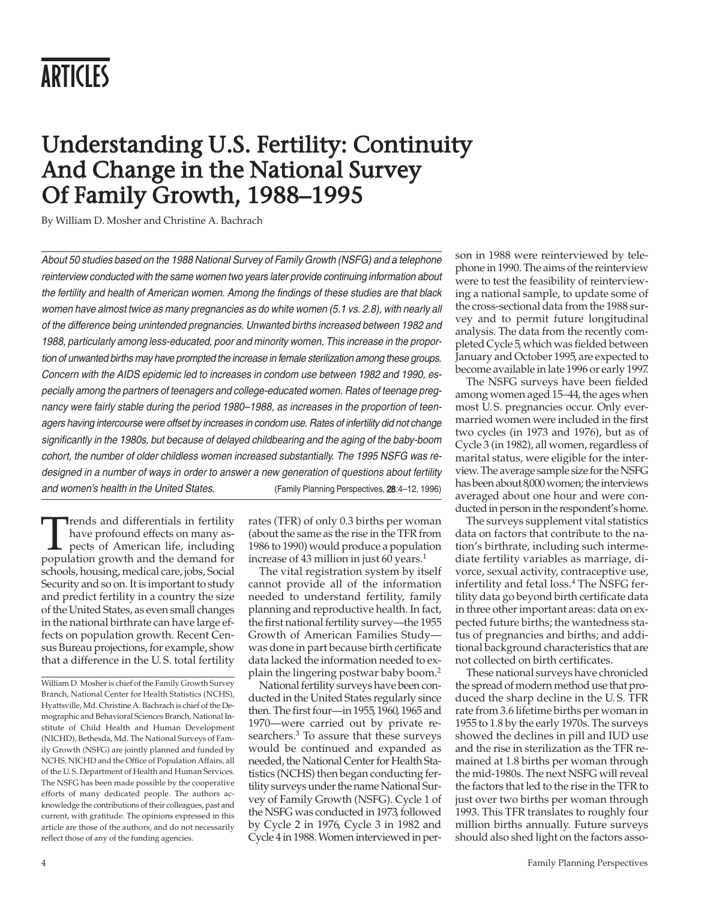# ARTICLES

# Understanding U.S. Fertility: Continuity And Change in the National Survey Of Family Growth, 1988–1995

By William D. Mosher and Christine A. Bachrach

*About 50 studies based on the 1988 National Survey of Family Growth (NSFG) and a telephone reinterview conducted with the same women two years later provide continuing information about the fertility and health of American women. Among the findings of these studies are that black women have almost twice as many pregnancies as do white women (5.1 vs. 2.8), with nearly all of the difference being unintended pregnancies. Unwanted births increased between 1982 and 1988, particularly among less-educated, poor and minority women. This increase in the proportion of unwanted births may have prompted the increase in female sterilization among these groups. Concern with the AIDS epidemic led to increases in condom use between 1982 and 1990, especially among the partners of teenagers and college-educated women. Rates of teenage pregnancy were fairly stable during the period 1980–1988, as increases in the proportion of teenagers having intercourse were offset by increases in condom use. Rates of infertility did not change significantly in the 1980s, but because of delayed childbearing and the aging of the baby-boom cohort, the number of older childless women increased substantially. The 1995 NSFG was redesigned in a number of ways in order to answer a new generation of questions about fertility and women's health in the United States.*

(Family Planning Perspectives, **28**:4–12, 1996)

Trends and differentials in fertility have profound effects on many aspects of American life, including population growth and the demand for schools, housing, medical care, jobs, Social Security and so on. It is important to study and predict fertility in a country the size of the United States, as even small changes in the national birthrate can have large effects on population growth. Recent Census Bureau projections, for example, show that a difference in the U.S. total fertility rates (TFR) of only 0.3 births per woman (about the same as the rise in the TFR from 1986 to 1990) would produce a population increase of 43 million in just 60 years.[1]

The vital registration system by itself cannot provide all of the information needed to understand fertility, family planning and reproductive health. In fact, the first national fertility survey—the 1955 Growth of American Families Study—was done in part because birth certificate data lacked the information needed to explain the lingering postwar baby boom.[2]

National fertility surveys have been conducted in the United States regularly since then. The first four—in 1955, 1960, 1965 and 1970—were carried out by private researchers.[3] To assure that these surveys would be continued and expanded as needed, the National Center for Health Statistics (NCHS) then began conducting fertility surveys under the name National Survey of Family Growth (NSFG). Cycle 1 of the NSFG was conducted in 1973, followed by Cycle 2 in 1976, Cycle 3 in 1982 and Cycle 4 in 1988. Women interviewed in person in 1988 were reinterviewed by telephone in 1990. The aims of the reinterview were to test the feasibility of reinterviewing a national sample, to update some of the cross-sectional data from the 1988 survey and to permit future longitudinal analysis. The data from the recently completed Cycle 5, which was fielded between January and October 1995, are expected to become available in late 1996 or early 1997.

The NSFG surveys have been fielded among women aged 15–44, the ages when most U.S. pregnancies occur. Only ever-married women were included in the first two cycles (in 1973 and 1976), but as of Cycle 3 (in 1982), all women, regardless of marital status, were eligible for the interview. The average sample size for the NSFG has been about 8,000 women; the interviews averaged about one hour and were conducted in person in the respondent's home.

The surveys supplement vital statistics data on factors that contribute to the nation's birthrate, including such intermediate fertility variables as marriage, divorce, sexual activity, contraceptive use, infertility and fetal loss.[4] The NSFG fertility data go beyond birth certificate data in three other important areas: data on expected future births; the wantedness status of pregnancies and births; and additional background characteristics that are not collected on birth certificates.

These national surveys have chronicled the spread of modern method use that produced the sharp decline in the U.S. TFR rate from 3.6 lifetime births per woman in 1955 to 1.8 by the early 1970s. The surveys showed the declines in pill and IUD use and the rise in sterilization as the TFR remained at 1.8 births per woman through the mid-1980s. The next NSFG will reveal the factors that led to the rise in the TFR to just over two births per woman through 1993. This TFR translates to roughly four million births annually. Future surveys should also shed light on the factors asso-

William D. Mosher is chief of the Family Growth Survey Branch, National Center for Health Statistics (NCHS), Hyattsville, Md. Christine A. Bachrach is chief of the Demographic and Behavioral Sciences Branch, National Institute of Child Health and Human Development (NICHD), Bethesda, Md. The National Surveys of Family Growth (NSFG) are jointly planned and funded by NCHS, NICHD and the Office of Population Affairs, all of the U.S. Department of Health and Human Services. The NSFG has been made possible by the cooperative efforts of many dedicated people. The authors acknowledge the contributions of their colleagues, past and current, with gratitude. The opinions expressed in this article are those of the authors, and do not necessarily reflect those of any of the funding agencies.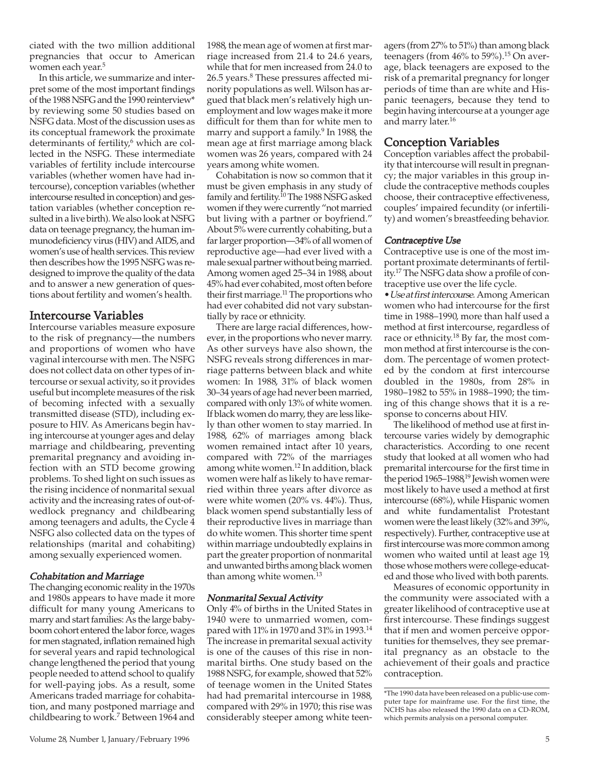ciated with the two million additional pregnancies that occur to American women each year.[5]

In this article, we summarize and interpret some of the most important findings of the 1988 NSFG and the 1990 reinterview* by reviewing some 50 studies based on NSFG data. Most of the discussion uses as its conceptual framework the proximate determinants of fertility,[6] which are collected in the NSFG. These intermediate variables of fertility include intercourse variables (whether women have had intercourse), conception variables (whether intercourse resulted in conception) and gestation variables (whether conception resulted in a live birth). We also look at NSFG data on teenage pregnancy, the human immunodeficiency virus (HIV) and AIDS, and women's use of health services. This review then describes how the 1995 NSFG was redesigned to improve the quality of the data and to answer a new generation of questions about fertility and women's health.

## Intercourse Variables

Intercourse variables measure exposure to the risk of pregnancy—the numbers and proportions of women who have vaginal intercourse with men. The NSFG does not collect data on other types of intercourse or sexual activity, so it provides useful but incomplete measures of the risk of becoming infected with a sexually transmitted disease (STD), including exposure to HIV. As Americans begin having intercourse at younger ages and delay marriage and childbearing, preventing premarital pregnancy and avoiding infection with an STD become growing problems. To shed light on such issues as the rising incidence of nonmarital sexual activity and the increasing rates of out-of-wedlock pregnancy and childbearing among teenagers and adults, the Cycle 4 NSFG also collected data on the types of relationships (marital and cohabiting) among sexually experienced women.

### *Cohabitation and Marriage*

The changing economic reality in the 1970s and 1980s appears to have made it more difficult for many young Americans to marry and start families: As the large baby-boom cohort entered the labor force, wages for men stagnated, inflation remained high for several years and rapid technological change lengthened the period that young people needed to attend school to qualify for well-paying jobs. As a result, some Americans traded marriage for cohabitation, and many postponed marriage and childbearing to work.[7] Between 1964 and 1988, the mean age of women at first marriage increased from 21.4 to 24.6 years, while that for men increased from 24.0 to 26.5 years.[8] These pressures affected minority populations as well. Wilson has argued that black men's relatively high unemployment and low wages make it more difficult for them than for white men to marry and support a family.[9] In 1988, the mean age at first marriage among black women was 26 years, compared with 24 years among white women.

Cohabitation is now so common that it must be given emphasis in any study of family and fertility.[10] The 1988 NSFG asked women if they were currently "not married but living with a partner or boyfriend." About 5% were currently cohabiting, but a far larger proportion—34% of all women of reproductive age—had ever lived with a male sexual partner without being married. Among women aged 25–34 in 1988, about 45% had ever cohabited, most often before their first marriage.[11] The proportions who had ever cohabited did not vary substantially by race or ethnicity.

There are large racial differences, however, in the proportions who never marry. As other surveys have also shown, the NSFG reveals strong differences in marriage patterns between black and white women: In 1988, 31% of black women 30–34 years of age had never been married, compared with only 13% of white women. If black women do marry, they are less likely than other women to stay married. In 1988, 62% of marriages among black women remained intact after 10 years, compared with 72% of the marriages among white women.[12] In addition, black women were half as likely to have remarried within three years after divorce as were white women (20% vs. 44%). Thus, black women spend substantially less of their reproductive lives in marriage than do white women. This shorter time spent within marriage undoubtedly explains in part the greater proportion of nonmarital and unwanted births among black women than among white women.[13]

### *Nonmarital Sexual Activity*

Only 4% of births in the United States in 1940 were to unmarried women, compared with 11% in 1970 and 31% in 1993.[14] The increase in premarital sexual activity is one of the causes of this rise in nonmarital births. One study based on the 1988 NSFG, for example, showed that 52% of teenage women in the United States had had premarital intercourse in 1988, compared with 29% in 1970; this rise was considerably steeper among white teenagers (from 27% to 51%) than among black teenagers (from 46% to 59%).[15] On average, black teenagers are exposed to the risk of a premarital pregnancy for longer periods of time than are white and Hispanic teenagers, because they tend to begin having intercourse at a younger age and marry later.[16]

## Conception Variables

Conception variables affect the probability that intercourse will result in pregnancy; the major variables in this group include the contraceptive methods couples choose, their contraceptive effectiveness, couples' impaired fecundity (or infertility) and women's breastfeeding behavior.

### *Contraceptive Use*

Contraceptive use is one of the most important proximate determinants of fertility.[17] The NSFG data show a profile of contraceptive use over the life cycle.

• *Use at first intercourse.* Among American women who had intercourse for the first time in 1988–1990, more than half used a method at first intercourse, regardless of race or ethnicity.[18] By far, the most common method at first intercourse is the condom. The percentage of women protected by the condom at first intercourse doubled in the 1980s, from 28% in 1980–1982 to 55% in 1988–1990; the timing of this change shows that it is a response to concerns about HIV.

The likelihood of method use at first intercourse varies widely by demographic characteristics. According to one recent study that looked at all women who had premarital intercourse for the first time in the period 1965–1988,[19] Jewish women were most likely to have used a method at first intercourse (68%), while Hispanic women and white fundamentalist Protestant women were the least likely (32% and 39%, respectively). Further, contraceptive use at first intercourse was more common among women who waited until at least age 19, those whose mothers were college-educated and those who lived with both parents.

Measures of economic opportunity in the community were associated with a greater likelihood of contraceptive use at first intercourse. These findings suggest that if men and women perceive opportunities for themselves, they see premarital pregnancy as an obstacle to the achievement of their goals and practice contraception.

*The 1990 data have been released on a public-use computer tape for mainframe use. For the first time, the NCHS has also released the 1990 data on a CD-ROM, which permits analysis on a personal computer.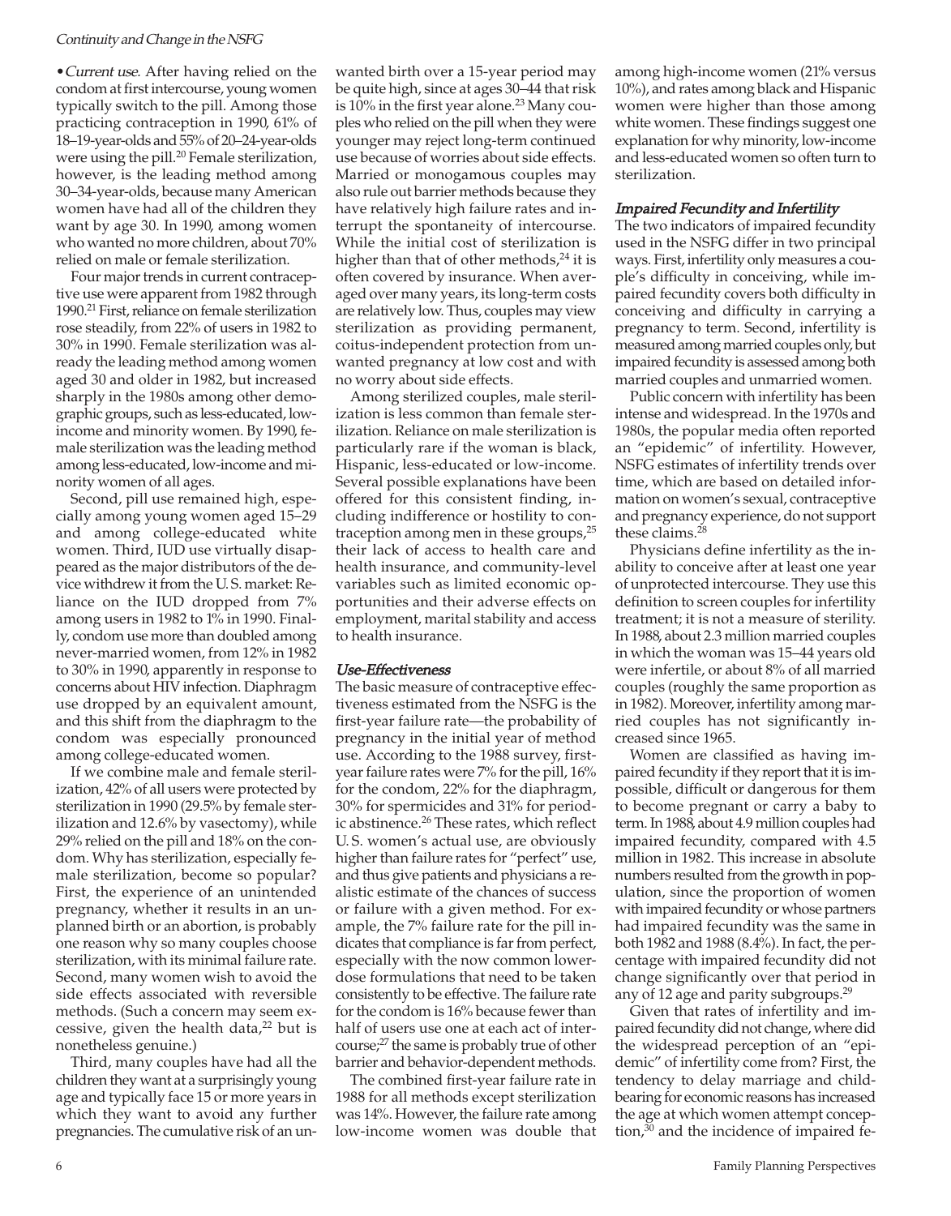•*Current use.* After having relied on the condom at first intercourse, young women typically switch to the pill. Among those practicing contraception in 1990, 61% of 18–19-year-olds and 55% of 20–24-year-olds were using the pill.[20] Female sterilization, however, is the leading method among 30–34-year-olds, because many American women have had all of the children they want by age 30. In 1990, among women who wanted no more children, about 70% relied on male or female sterilization.

Four major trends in current contraceptive use were apparent from 1982 through 1990.[21] First, reliance on female sterilization rose steadily, from 22% of users in 1982 to 30% in 1990. Female sterilization was already the leading method among women aged 30 and older in 1982, but increased sharply in the 1980s among other demographic groups, such as less-educated, low-income and minority women. By 1990, female sterilization was the leading method among less-educated, low-income and minority women of all ages.

Second, pill use remained high, especially among young women aged 15–29 and among college-educated white women. Third, IUD use virtually disappeared as the major distributors of the device withdrew it from the U.S. market: Reliance on the IUD dropped from 7% among users in 1982 to 1% in 1990. Finally, condom use more than doubled among never-married women, from 12% in 1982 to 30% in 1990, apparently in response to concerns about HIV infection. Diaphragm use dropped by an equivalent amount, and this shift from the diaphragm to the condom was especially pronounced among college-educated women.

If we combine male and female sterilization, 42% of all users were protected by sterilization in 1990 (29.5% by female sterilization and 12.6% by vasectomy), while 29% relied on the pill and 18% on the condom. Why has sterilization, especially female sterilization, become so popular? First, the experience of an unintended pregnancy, whether it results in an unplanned birth or an abortion, is probably one reason why so many couples choose sterilization, with its minimal failure rate. Second, many women wish to avoid the side effects associated with reversible methods. (Such a concern may seem excessive, given the health data,[22] but is nonetheless genuine.)

Third, many couples have had all the children they want at a surprisingly young age and typically face 15 or more years in which they want to avoid any further pregnancies. The cumulative risk of an unwanted birth over a 15-year period may be quite high, since at ages 30–44 that risk is 10% in the first year alone.[23] Many couples who relied on the pill when they were younger may reject long-term continued use because of worries about side effects. Married or monogamous couples may also rule out barrier methods because they have relatively high failure rates and interrupt the spontaneity of intercourse. While the initial cost of sterilization is higher than that of other methods,[24] it is often covered by insurance. When averaged over many years, its long-term costs are relatively low. Thus, couples may view sterilization as providing permanent, coitus-independent protection from unwanted pregnancy at low cost and with no worry about side effects.

Among sterilized couples, male sterilization is less common than female sterilization. Reliance on male sterilization is particularly rare if the woman is black, Hispanic, less-educated or low-income. Several possible explanations have been offered for this consistent finding, including indifference or hostility to contraception among men in these groups,[25] their lack of access to health care and health insurance, and community-level variables such as limited economic opportunities and their adverse effects on employment, marital stability and access to health insurance.

### *Use-Effectiveness*

The basic measure of contraceptive effectiveness estimated from the NSFG is the first-year failure rate—the probability of pregnancy in the initial year of method use. According to the 1988 survey, first-year failure rates were 7% for the pill, 16% for the condom, 22% for the diaphragm, 30% for spermicides and 31% for periodic abstinence.[26] These rates, which reflect U.S. women's actual use, are obviously higher than failure rates for "perfect" use, and thus give patients and physicians a realistic estimate of the chances of success or failure with a given method. For example, the 7% failure rate for the pill indicates that compliance is far from perfect, especially with the now common lower-dose formulations that need to be taken consistently to be effective. The failure rate for the condom is 16% because fewer than half of users use one at each act of intercourse;[27] the same is probably true of other barrier and behavior-dependent methods.

The combined first-year failure rate in 1988 for all methods except sterilization was 14%. However, the failure rate among low-income women was double that among high-income women (21% versus 10%), and rates among black and Hispanic women were higher than those among white women. These findings suggest one explanation for why minority, low-income and less-educated women so often turn to sterilization.

### *Impaired Fecundity and Infertility*

The two indicators of impaired fecundity used in the NSFG differ in two principal ways. First, infertility only measures a couple's difficulty in conceiving, while impaired fecundity covers both difficulty in conceiving and difficulty in carrying a pregnancy to term. Second, infertility is measured among married couples only, but impaired fecundity is assessed among both married couples and unmarried women.

Public concern with infertility has been intense and widespread. In the 1970s and 1980s, the popular media often reported an "epidemic" of infertility. However, NSFG estimates of infertility trends over time, which are based on detailed information on women's sexual, contraceptive and pregnancy experience, do not support these claims.[28]

Physicians define infertility as the inability to conceive after at least one year of unprotected intercourse. They use this definition to screen couples for infertility treatment; it is not a measure of sterility. In 1988, about 2.3 million married couples in which the woman was 15–44 years old were infertile, or about 8% of all married couples (roughly the same proportion as in 1982). Moreover, infertility among married couples has not significantly increased since 1965.

Women are classified as having impaired fecundity if they report that it is impossible, difficult or dangerous for them to become pregnant or carry a baby to term. In 1988, about 4.9 million couples had impaired fecundity, compared with 4.5 million in 1982. This increase in absolute numbers resulted from the growth in population, since the proportion of women with impaired fecundity or whose partners had impaired fecundity was the same in both 1982 and 1988 (8.4%). In fact, the percentage with impaired fecundity did not change significantly over that period in any of 12 age and parity subgroups.[29]

Given that rates of infertility and impaired fecundity did not change, where did the widespread perception of an "epidemic" of infertility come from? First, the tendency to delay marriage and childbearing for economic reasons has increased the age at which women attempt conception,[30] and the incidence of impaired fe-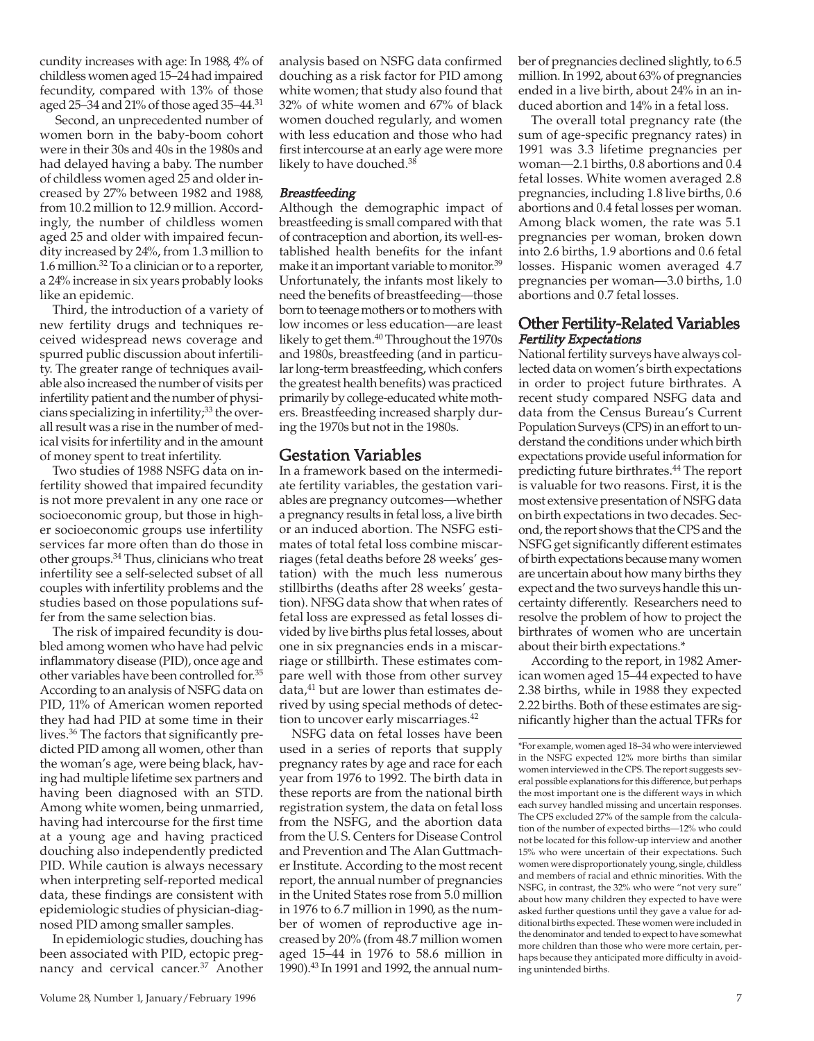cundity increases with age: In 1988, 4% of childless women aged 15–24 had impaired fecundity, compared with 13% of those aged 25–34 and 21% of those aged 35–44.[31]

Second, an unprecedented number of women born in the baby-boom cohort were in their 30s and 40s in the 1980s and had delayed having a baby. The number of childless women aged 25 and older increased by 27% between 1982 and 1988, from 10.2 million to 12.9 million. Accordingly, the number of childless women aged 25 and older with impaired fecundity increased by 24%, from 1.3 million to 1.6 million.[32] To a clinician or to a reporter, a 24% increase in six years probably looks like an epidemic.

Third, the introduction of a variety of new fertility drugs and techniques received widespread news coverage and spurred public discussion about infertility. The greater range of techniques available also increased the number of visits per infertility patient and the number of physicians specializing in infertility;[33] the overall result was a rise in the number of medical visits for infertility and in the amount of money spent to treat infertility.

Two studies of 1988 NSFG data on infertility showed that impaired fecundity is not more prevalent in any one race or socioeconomic group, but those in higher socioeconomic groups use infertility services far more often than do those in other groups.[34] Thus, clinicians who treat infertility see a self-selected subset of all couples with infertility problems and the studies based on those populations suffer from the same selection bias.

The risk of impaired fecundity is doubled among women who have had pelvic inflammatory disease (PID), once age and other variables have been controlled for.[35] According to an analysis of NSFG data on PID, 11% of American women reported they had had PID at some time in their lives.[36] The factors that significantly predicted PID among all women, other than the woman's age, were being black, having had multiple lifetime sex partners and having been diagnosed with an STD. Among white women, being unmarried, having had intercourse for the first time at a young age and having practiced douching also independently predicted PID. While caution is always necessary when interpreting self-reported medical data, these findings are consistent with epidemiologic studies of physician-diagnosed PID among smaller samples.

In epidemiologic studies, douching has been associated with PID, ectopic pregnancy and cervical cancer.[37] Another analysis based on NSFG data confirmed douching as a risk factor for PID among white women; that study also found that 32% of white women and 67% of black women douched regularly, and women with less education and those who had first intercourse at an early age were more likely to have douched.[38]

### *Breastfeeding*

Although the demographic impact of breastfeeding is small compared with that of contraception and abortion, its well-established health benefits for the infant make it an important variable to monitor.[39] Unfortunately, the infants most likely to need the benefits of breastfeeding—those born to teenage mothers or to mothers with low incomes or less education—are least likely to get them.[40] Throughout the 1970s and 1980s, breastfeeding (and in particular long-term breastfeeding, which confers the greatest health benefits) was practiced primarily by college-educated white mothers. Breastfeeding increased sharply during the 1970s but not in the 1980s.

## Gestation Variables

In a framework based on the intermediate fertility variables, the gestation variables are pregnancy outcomes—whether a pregnancy results in fetal loss, a live birth or an induced abortion. The NSFG estimates of total fetal loss combine miscarriages (fetal deaths before 28 weeks' gestation) with the much less numerous stillbirths (deaths after 28 weeks' gestation). NFSG data show that when rates of fetal loss are expressed as fetal losses divided by live births plus fetal losses, about one in six pregnancies ends in a miscarriage or stillbirth. These estimates compare well with those from other survey data,[41] but are lower than estimates derived by using special methods of detection to uncover early miscarriages.[42]

NSFG data on fetal losses have been used in a series of reports that supply pregnancy rates by age and race for each year from 1976 to 1992. The birth data in these reports are from the national birth registration system, the data on fetal loss from the NSFG, and the abortion data from the U. S. Centers for Disease Control and Prevention and The Alan Guttmacher Institute. According to the most recent report, the annual number of pregnancies in the United States rose from 5.0 million in 1976 to 6.7 million in 1990, as the number of women of reproductive age increased by 20% (from 48.7 million women aged 15–44 in 1976 to 58.6 million in 1990).[43] In 1991 and 1992, the annual number of pregnancies declined slightly, to 6.5 million. In 1992, about 63% of pregnancies ended in a live birth, about 24% in an induced abortion and 14% in a fetal loss.

The overall total pregnancy rate (the sum of age-specific pregnancy rates) in 1991 was 3.3 lifetime pregnancies per woman—2.1 births, 0.8 abortions and 0.4 fetal losses. White women averaged 2.8 pregnancies, including 1.8 live births, 0.6 abortions and 0.4 fetal losses per woman. Among black women, the rate was 5.1 pregnancies per woman, broken down into 2.6 births, 1.9 abortions and 0.6 fetal losses. Hispanic women averaged 4.7 pregnancies per woman—3.0 births, 1.0 abortions and 0.7 fetal losses.

## Other Fertility-Related Variables

### *Fertility Expectations*

National fertility surveys have always collected data on women's birth expectations in order to project future birthrates. A recent study compared NSFG data and data from the Census Bureau's Current Population Surveys (CPS) in an effort to understand the conditions under which birth expectations provide useful information for predicting future birthrates.[44] The report is valuable for two reasons. First, it is the most extensive presentation of NSFG data on birth expectations in two decades. Second, the report shows that the CPS and the NSFG get significantly different estimates of birth expectations because many women are uncertain about how many births they expect and the two surveys handle this uncertainty differently. Researchers need to resolve the problem of how to project the birthrates of women who are uncertain about their birth expectations.*

According to the report, in 1982 American women aged 15–44 expected to have 2.38 births, while in 1988 they expected 2.22 births. Both of these estimates are significantly higher than the actual TFRs for

*For example, women aged 18–34 who were interviewed in the NSFG expected 12% more births than similar women interviewed in the CPS. The report suggests several possible explanations for this difference, but perhaps the most important one is the different ways in which each survey handled missing and uncertain responses. The CPS excluded 27% of the sample from the calculation of the number of expected births—12% who could not be located for this follow-up interview and another 15% who were uncertain of their expectations. Such women were disproportionately young, single, childless and members of racial and ethnic minorities. With the NSFG, in contrast, the 32% who were "not very sure" about how many children they expected to have were asked further questions until they gave a value for additional births expected. These women were included in the denominator and tended to expect to have somewhat more children than those who were more certain, perhaps because they anticipated more difficulty in avoiding unintended births.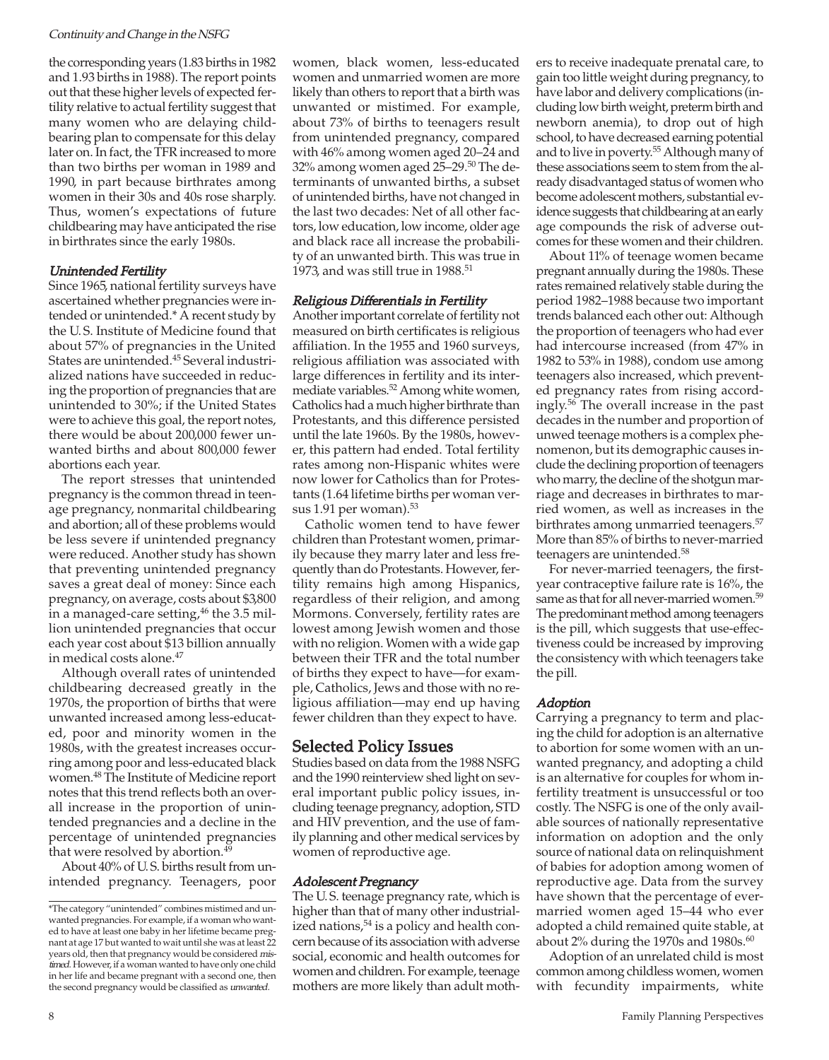the corresponding years (1.83 births in 1982 and 1.93 births in 1988). The report points out that these higher levels of expected fertility relative to actual fertility suggest that many women who are delaying childbearing plan to compensate for this delay later on. In fact, the TFR increased to more than two births per woman in 1989 and 1990, in part because birthrates among women in their 30s and 40s rose sharply. Thus, women's expectations of future childbearing may have anticipated the rise in birthrates since the early 1980s.

### *Unintended Fertility*

Since 1965, national fertility surveys have ascertained whether pregnancies were intended or unintended.* A recent study by the U.S. Institute of Medicine found that about 57% of pregnancies in the United States are unintended.[45] Several industrialized nations have succeeded in reducing the proportion of pregnancies that are unintended to 30%; if the United States were to achieve this goal, the report notes, there would be about 200,000 fewer unwanted births and about 800,000 fewer abortions each year.

The report stresses that unintended pregnancy is the common thread in teenage pregnancy, nonmarital childbearing and abortion; all of these problems would be less severe if unintended pregnancy were reduced. Another study has shown that preventing unintended pregnancy saves a great deal of money: Since each pregnancy, on average, costs about $3,800 in a managed-care setting,[46] the 3.5 million unintended pregnancies that occur each year cost about $13 billion annually in medical costs alone.[47]

Although overall rates of unintended childbearing decreased greatly in the 1970s, the proportion of births that were unwanted increased among less-educated, poor and minority women in the 1980s, with the greatest increases occurring among poor and less-educated black women.[48] The Institute of Medicine report notes that this trend reflects both an overall increase in the proportion of unintended pregnancies and a decline in the percentage of unintended pregnancies that were resolved by abortion.[49]

About 40% of U.S. births result from unintended pregnancy. Teenagers, poor women, black women, less-educated women and unmarried women are more likely than others to report that a birth was unwanted or mistimed. For example, about 73% of births to teenagers result from unintended pregnancy, compared with 46% among women aged 20–24 and 32% among women aged 25–29.[50] The determinants of unwanted births, a subset of unintended births, have not changed in the last two decades: Net of all other factors, low education, low income, older age and black race all increase the probability of an unwanted birth. This was true in 1973, and was still true in 1988.[51]

### *Religious Differentials in Fertility*

Another important correlate of fertility not measured on birth certificates is religious affiliation. In the 1955 and 1960 surveys, religious affiliation was associated with large differences in fertility and its intermediate variables.[52] Among white women, Catholics had a much higher birthrate than Protestants, and this difference persisted until the late 1960s. By the 1980s, however, this pattern had ended. Total fertility rates among non-Hispanic whites were now lower for Catholics than for Protestants (1.64 lifetime births per woman versus 1.91 per woman).[53]

Catholic women tend to have fewer children than Protestant women, primarily because they marry later and less frequently than do Protestants. However, fertility remains high among Hispanics, regardless of their religion, and among Mormons. Conversely, fertility rates are lowest among Jewish women and those with no religion. Women with a wide gap between their TFR and the total number of births they expect to have—for example, Catholics, Jews and those with no religious affiliation—may end up having fewer children than they expect to have.

## Selected Policy Issues

Studies based on data from the 1988 NSFG and the 1990 reinterview shed light on several important public policy issues, including teenage pregnancy, adoption, STD and HIV prevention, and the use of family planning and other medical services by women of reproductive age.

### *Adolescent Pregnancy*

The U.S. teenage pregnancy rate, which is higher than that of many other industrialized nations,[54] is a policy and health concern because of its association with adverse social, economic and health outcomes for women and children. For example, teenage mothers are more likely than adult mothers to receive inadequate prenatal care, to gain too little weight during pregnancy, to have labor and delivery complications (including low birth weight, preterm birth and newborn anemia), to drop out of high school, to have decreased earning potential and to live in poverty.[55] Although many of these associations seem to stem from the already disadvantaged status of women who become adolescent mothers, substantial evidence suggests that childbearing at an early age compounds the risk of adverse outcomes for these women and their children.

About 11% of teenage women became pregnant annually during the 1980s. These rates remained relatively stable during the period 1982–1988 because two important trends balanced each other out: Although the proportion of teenagers who had ever had intercourse increased (from 47% in 1982 to 53% in 1988), condom use among teenagers also increased, which prevented pregnancy rates from rising accordingly.[56] The overall increase in the past decades in the number and proportion of unwed teenage mothers is a complex phenomenon, but its demographic causes include the declining proportion of teenagers who marry, the decline of the shotgun marriage and decreases in birthrates to married women, as well as increases in the birthrates among unmarried teenagers.[57] More than 85% of births to never-married teenagers are unintended.[58]

For never-married teenagers, the first-year contraceptive failure rate is 16%, the same as that for all never-married women.[59] The predominant method among teenagers is the pill, which suggests that use-effectiveness could be increased by improving the consistency with which teenagers take the pill.

### *Adoption*

Carrying a pregnancy to term and placing the child for adoption is an alternative to abortion for some women with an unwanted pregnancy, and adopting a child is an alternative for couples for whom infertility treatment is unsuccessful or too costly. The NSFG is one of the only available sources of nationally representative information on adoption and the only source of national data on relinquishment of babies for adoption among women of reproductive age. Data from the survey have shown that the percentage of ever-married women aged 15–44 who ever adopted a child remained quite stable, at about 2% during the 1970s and 1980s.[60]

Adoption of an unrelated child is most common among childless women, women with fecundity impairments, white

*The category "unintended" combines mistimed and unwanted pregnancies. For example, if a woman who wanted to have at least one baby in her lifetime became pregnant at age 17 but wanted to wait until she was at least 22 years old, then that pregnancy would be considered *mistimed*. However, if a woman wanted to have only one child in her life and became pregnant with a second one, then the second pregnancy would be classified as *unwanted*.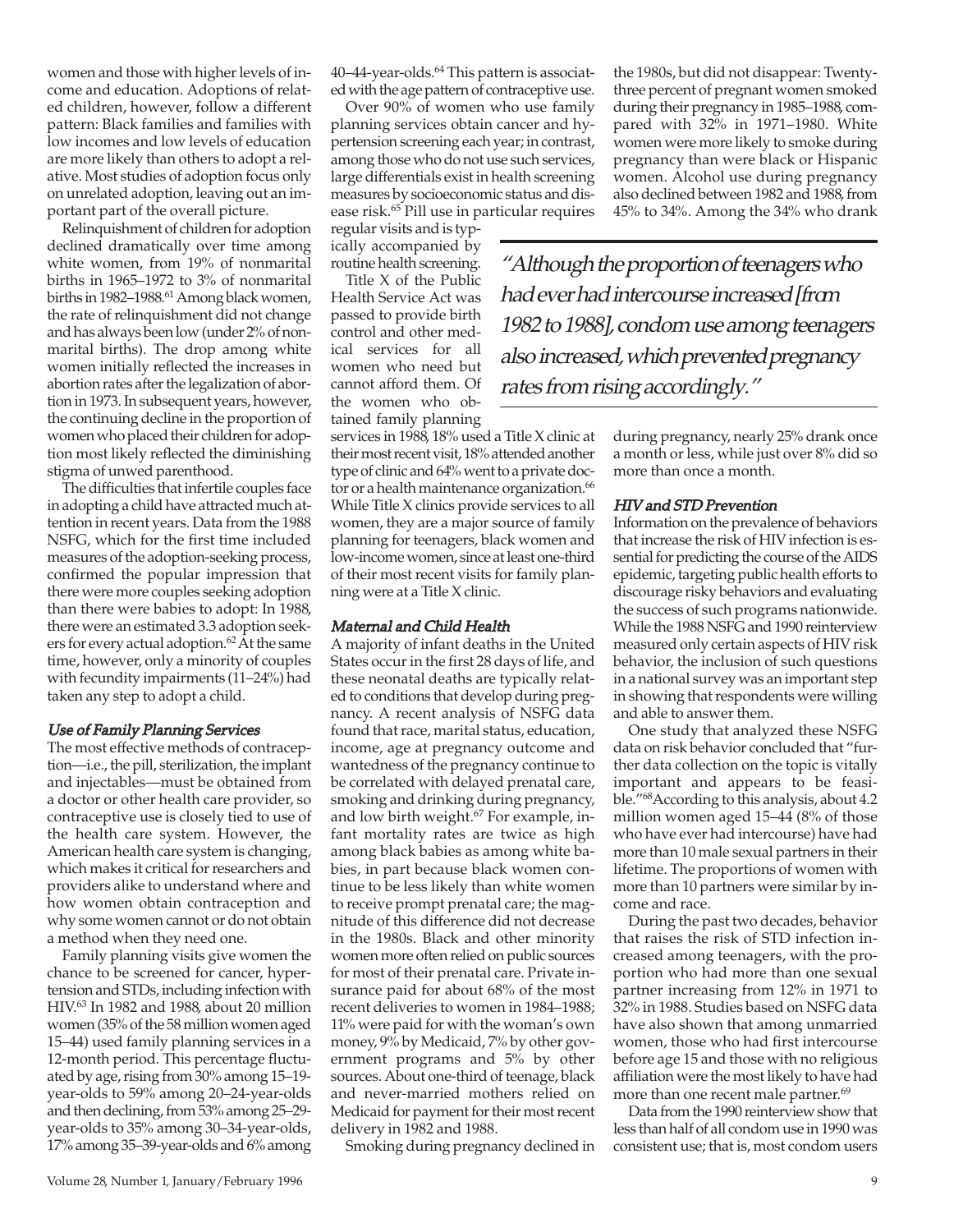women and those with higher levels of income and education. Adoptions of related children, however, follow a different pattern: Black families and families with low incomes and low levels of education are more likely than others to adopt a relative. Most studies of adoption focus only on unrelated adoption, leaving out an important part of the overall picture.

Relinquishment of children for adoption declined dramatically over time among white women, from 19% of nonmarital births in 1965–1972 to 3% of nonmarital births in 1982–1988.[61] Among black women, the rate of relinquishment did not change and has always been low (under 2% of nonmarital births). The drop among white women initially reflected the increases in abortion rates after the legalization of abortion in 1973. In subsequent years, however, the continuing decline in the proportion of women who placed their children for adoption most likely reflected the diminishing stigma of unwed parenthood.

The difficulties that infertile couples face in adopting a child have attracted much attention in recent years. Data from the 1988 NSFG, which for the first time included measures of the adoption-seeking process, confirmed the popular impression that there were more couples seeking adoption than there were babies to adopt: In 1988, there were an estimated 3.3 adoption seekers for every actual adoption.[62] At the same time, however, only a minority of couples with fecundity impairments (11–24%) had taken any step to adopt a child.

### *Use of Family Planning Services*

The most effective methods of contraception—i.e., the pill, sterilization, the implant and injectables—must be obtained from a doctor or other health care provider, so contraceptive use is closely tied to use of the health care system. However, the American health care system is changing, which makes it critical for researchers and providers alike to understand where and how women obtain contraception and why some women cannot or do not obtain a method when they need one.

Family planning visits give women the chance to be screened for cancer, hypertension and STDs, including infection with HIV.[63] In 1982 and 1988, about 20 million women (35% of the 58 million women aged 15–44) used family planning services in a 12-month period. This percentage fluctuated by age, rising from 30% among 15–19-year-olds to 59% among 20–24-year-olds and then declining, from 53% among 25–29-year-olds to 35% among 30–34-year-olds, 17% among 35–39-year-olds and 6% among 40–44-year-olds.[64] This pattern is associated with the age pattern of contraceptive use.

Over 90% of women who use family planning services obtain cancer and hypertension screening each year; in contrast, among those who do not use such services, large differentials exist in health screening measures by socioeconomic status and disease risk.[65] Pill use in particular requires regular visits and is typically accompanied by routine health screening.

Title X of the Public Health Service Act was passed to provide birth control and other medical services for all women who need but cannot afford them. Of the women who obtained family planning services in 1988, 18% used a Title X clinic at their most recent visit, 18% attended another type of clinic and 64% went to a private doctor or a health maintenance organization.[66] While Title X clinics provide services to all women, they are a major source of family planning for teenagers, black women and low-income women, since at least one-third of their most recent visits for family planning were at a Title X clinic.

> *"Although the proportion of teenagers who had ever had intercourse increased [from 1982 to 1988], condom use among teenagers also increased, which prevented pregnancy rates from rising accordingly."*

### *Maternal and Child Health*

A majority of infant deaths in the United States occur in the first 28 days of life, and these neonatal deaths are typically related to conditions that develop during pregnancy. A recent analysis of NSFG data found that race, marital status, education, income, age at pregnancy outcome and wantedness of the pregnancy continue to be correlated with delayed prenatal care, smoking and drinking during pregnancy, and low birth weight.[67] For example, infant mortality rates are twice as high among black babies as among white babies, in part because black women continue to be less likely than white women to receive prompt prenatal care; the magnitude of this difference did not decrease in the 1980s. Black and other minority women more often relied on public sources for most of their prenatal care. Private insurance paid for about 68% of the most recent deliveries to women in 1984–1988; 11% were paid for with the woman's own money, 9% by Medicaid, 7% by other government programs and 5% by other sources. About one-third of teenage, black and never-married mothers relied on Medicaid for payment for their most recent delivery in 1982 and 1988.

Smoking during pregnancy declined in the 1980s, but did not disappear: Twenty-three percent of pregnant women smoked during their pregnancy in 1985–1988, compared with 32% in 1971–1980. White women were more likely to smoke during pregnancy than were black or Hispanic women. Alcohol use during pregnancy also declined between 1982 and 1988, from 45% to 34%. Among the 34% who drank during pregnancy, nearly 25% drank once a month or less, while just over 8% did so more than once a month.

### *HIV and STD Prevention*

Information on the prevalence of behaviors that increase the risk of HIV infection is essential for predicting the course of the AIDS epidemic, targeting public health efforts to discourage risky behaviors and evaluating the success of such programs nationwide. While the 1988 NSFG and 1990 reinterview measured only certain aspects of HIV risk behavior, the inclusion of such questions in a national survey was an important step in showing that respondents were willing and able to answer them.

One study that analyzed these NSFG data on risk behavior concluded that "further data collection on the topic is vitally important and appears to be feasible."[68] According to this analysis, about 4.2 million women aged 15–44 (8% of those who have ever had intercourse) have had more than 10 male sexual partners in their lifetime. The proportions of women with more than 10 partners were similar by income and race.

During the past two decades, behavior that raises the risk of STD infection increased among teenagers, with the proportion who had more than one sexual partner increasing from 12% in 1971 to 32% in 1988. Studies based on NSFG data have also shown that among unmarried women, those who had first intercourse before age 15 and those with no religious affiliation were the most likely to have had more than one recent male partner.[69]

Data from the 1990 reinterview show that less than half of all condom use in 1990 was consistent use; that is, most condom users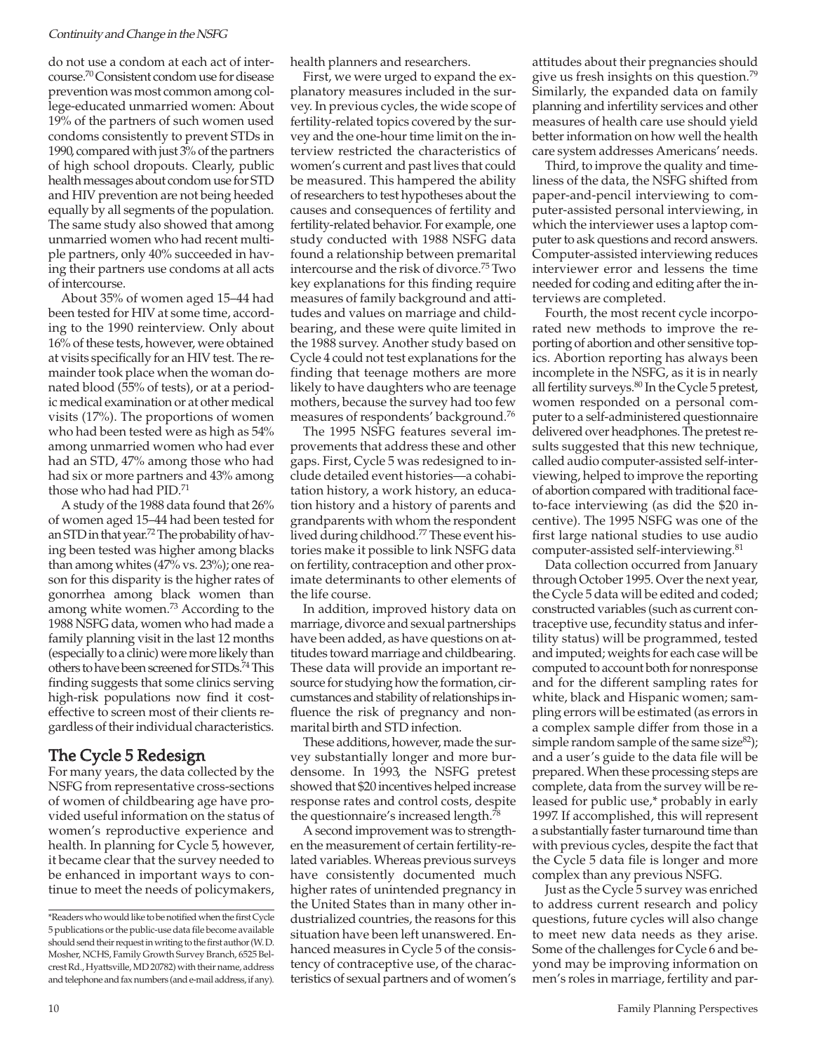do not use a condom at each act of intercourse.[70] Consistent condom use for disease prevention was most common among college-educated unmarried women: About 19% of the partners of such women used condoms consistently to prevent STDs in 1990, compared with just 3% of the partners of high school dropouts. Clearly, public health messages about condom use for STD and HIV prevention are not being heeded equally by all segments of the population. The same study also showed that among unmarried women who had recent multiple partners, only 40% succeeded in having their partners use condoms at all acts of intercourse.

About 35% of women aged 15–44 had been tested for HIV at some time, according to the 1990 reinterview. Only about 16% of these tests, however, were obtained at visits specifically for an HIV test. The remainder took place when the woman donated blood (55% of tests), or at a periodic medical examination or at other medical visits (17%). The proportions of women who had been tested were as high as 54% among unmarried women who had ever had an STD, 47% among those who had had six or more partners and 43% among those who had had PID.[71]

A study of the 1988 data found that 26% of women aged 15–44 had been tested for an STD in that year.[72] The probability of having been tested was higher among blacks than among whites (47% vs. 23%); one reason for this disparity is the higher rates of gonorrhea among black women than among white women.[73] According to the 1988 NSFG data, women who had made a family planning visit in the last 12 months (especially to a clinic) were more likely than others to have been screened for STDs.[74] This finding suggests that some clinics serving high-risk populations now find it cost-effective to screen most of their clients regardless of their individual characteristics.

## The Cycle 5 Redesign

For many years, the data collected by the NSFG from representative cross-sections of women of childbearing age have provided useful information on the status of women's reproductive experience and health. In planning for Cycle 5, however, it became clear that the survey needed to be enhanced in important ways to continue to meet the needs of policymakers, health planners and researchers.

First, we were urged to expand the explanatory measures included in the survey. In previous cycles, the wide scope of fertility-related topics covered by the survey and the one-hour time limit on the interview restricted the characteristics of women's current and past lives that could be measured. This hampered the ability of researchers to test hypotheses about the causes and consequences of fertility and fertility-related behavior. For example, one study conducted with 1988 NSFG data found a relationship between premarital intercourse and the risk of divorce.[75] Two key explanations for this finding require measures of family background and attitudes and values on marriage and childbearing, and these were quite limited in the 1988 survey. Another study based on Cycle 4 could not test explanations for the finding that teenage mothers are more likely to have daughters who are teenage mothers, because the survey had too few measures of respondents' background.[76]

The 1995 NSFG features several improvements that address these and other gaps. First, Cycle 5 was redesigned to include detailed event histories—a cohabitation history, a work history, an education history and a history of parents and grandparents with whom the respondent lived during childhood.[77] These event histories make it possible to link NSFG data on fertility, contraception and other proximate determinants to other elements of the life course.

In addition, improved history data on marriage, divorce and sexual partnerships have been added, as have questions on attitudes toward marriage and childbearing. These data will provide an important resource for studying how the formation, circumstances and stability of relationships influence the risk of pregnancy and nonmarital birth and STD infection.

These additions, however, made the survey substantially longer and more burdensome. In 1993, the NSFG pretest showed that $20 incentives helped increase response rates and control costs, despite the questionnaire's increased length.[78]

A second improvement was to strengthen the measurement of certain fertility-related variables. Whereas previous surveys have consistently documented much higher rates of unintended pregnancy in the United States than in many other industrialized countries, the reasons for this situation have been left unanswered. Enhanced measures in Cycle 5 of the consistency of contraceptive use, of the characteristics of sexual partners and of women's attitudes about their pregnancies should give us fresh insights on this question.[79] Similarly, the expanded data on family planning and infertility services and other measures of health care use should yield better information on how well the health care system addresses Americans' needs.

Third, to improve the quality and timeliness of the data, the NSFG shifted from paper-and-pencil interviewing to computer-assisted personal interviewing, in which the interviewer uses a laptop computer to ask questions and record answers. Computer-assisted interviewing reduces interviewer error and lessens the time needed for coding and editing after the interviews are completed.

Fourth, the most recent cycle incorporated new methods to improve the reporting of abortion and other sensitive topics. Abortion reporting has always been incomplete in the NSFG, as it is in nearly all fertility surveys.[80] In the Cycle 5 pretest, women responded on a personal computer to a self-administered questionnaire delivered over headphones. The pretest results suggested that this new technique, called audio computer-assisted self-interviewing, helped to improve the reporting of abortion compared with traditional face-to-face interviewing (as did the $20 incentive). The 1995 NSFG was one of the first large national studies to use audio computer-assisted self-interviewing.[81]

Data collection occurred from January through October 1995. Over the next year, the Cycle 5 data will be edited and coded; constructed variables (such as current contraceptive use, fecundity status and infertility status) will be programmed, tested and imputed; weights for each case will be computed to account both for nonresponse and for the different sampling rates for white, black and Hispanic women; sampling errors will be estimated (as errors in a complex sample differ from those in a simple random sample of the same size[82]); and a user's guide to the data file will be prepared. When these processing steps are complete, data from the survey will be released for public use,* probably in early 1997. If accomplished, this will represent a substantially faster turnaround time than with previous cycles, despite the fact that the Cycle 5 data file is longer and more complex than any previous NSFG.

Just as the Cycle 5 survey was enriched to address current research and policy questions, future cycles will also change to meet new data needs as they arise. Some of the challenges for Cycle 6 and beyond may be improving information on men's roles in marriage, fertility and par-

*Readers who would like to be notified when the first Cycle 5 publications or the public-use data file become available should send their request in writing to the first author (W. D. Mosher, NCHS, Family Growth Survey Branch, 6525 Belcrest Rd., Hyattsville, MD 20782) with their name, address and telephone and fax numbers (and e-mail address, if any).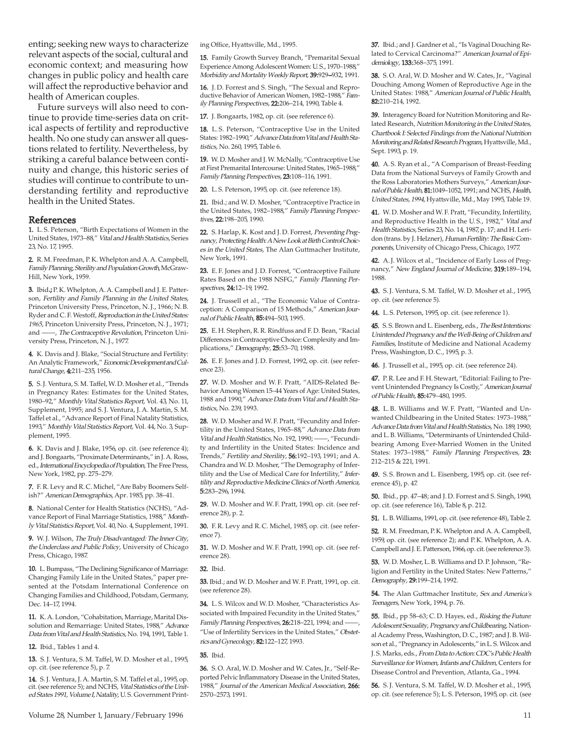enting; seeking new ways to characterize relevant aspects of the social, cultural and economic context; and measuring how changes in public policy and health care will affect the reproductive behavior and health of American couples.

Future surveys will also need to continue to provide time-series data on critical aspects of fertility and reproductive health. No one study can answer all questions related to fertility. Nevertheless, by striking a careful balance between continuity and change, this historic series of studies will continue to contribute to understanding fertility and reproductive health in the United States.

## References

**1.** L. S. Peterson, "Birth Expectations of Women in the United States, 1973–88," *Vital and Health Statistics,* Series 23, No. 17, 1995.

**2.** R. M. Freedman, P. K. Whelpton and A. A. Campbell, *Family Planning, Sterility and Population Growth,* McGraw-Hill, New York, 1959.

**3.** Ibid.; P. K. Whelpton, A. A. Campbell and J. E. Patterson, *Fertility and Family Planning in the United States,* Princeton University Press, Princeton, N. J., 1966; N. B. Ryder and C. F. Westoff, *Reproduction in the United States: 1965,* Princeton University Press, Princeton, N. J., 1971; and ——, *The Contraceptive Revolution,* Princeton University Press, Princeton, N. J., 1977.

**4.** K. Davis and J. Blake, "Social Structure and Fertility: An Analytic Framework," *Economic Development and Cultural Change,* **4:**211–235, 1956.

**5.** S. J. Ventura, S. M. Taffel, W. D. Mosher et al., "Trends in Pregnancy Rates: Estimates for the United States, 1980–92," *Monthly Vital Statistics Report,* Vol. 43, No. 11, Supplement, 1995; and S. J. Ventura, J. A. Martin, S. M. Taffel et al., "Advance Report of Final Natality Statistics, 1993," *Monthly Vital Statistics Report,* Vol. 44, No. 3, Supplement, 1995.

**6.** K. Davis and J. Blake, 1956, op. cit. (see reference 4); and J. Bongaarts, "Proximate Determinants," in J. A. Ross, ed., *International Encyclopedia of Population,* The Free Press, New York, 1982, pp. 275–279.

**7.** F. R. Levy and R. C. Michel, "Are Baby Boomers Selfish?" *American Demographics,* Apr. 1985, pp. 38–41.

**8.** National Center for Health Statistics (NCHS), "Advance Report of Final Marriage Statistics, 1988," *Monthly Vital Statistics Report,* Vol. 40, No. 4, Supplement, 1991.

**9.** W. J. Wilson, *The Truly Disadvantaged: The Inner City, the Underclass and Public Policy,* University of Chicago Press, Chicago, 1987.

**10.** L. Bumpass, "The Declining Significance of Marriage: Changing Family Life in the United States," paper presented at the Potsdam International Conference on Changing Families and Childhood, Potsdam, Germany, Dec. 14–17, 1994.

**11.** K. A. London, "Cohabitation, Marriage, Marital Dissolution and Remarriage: United States, 1988," *Advance Data from Vital and Health Statistics,* No. 194, 1991, Table 1.

**12.** Ibid., Tables 1 and 4.

**13.** S. J. Ventura, S. M. Taffel, W. D. Mosher et al., 1995, op. cit. (see reference 5), p. 7.

**14.** S. J. Ventura, J. A. Martin, S. M. Taffel et al., 1995, op. cit. (see reference 5); and NCHS, *Vital Statistics of the United States 1991, Volume I, Natality,* U. S. Government Printing Office, Hyattsville, Md., 1995.

**15.** Family Growth Survey Branch, "Premarital Sexual Experience Among Adolescent Women: U. S., 1970–1988," *Morbidity and Mortality Weekly Report,* **39:**929–932, 1991.

**16.** J. D. Forrest and S. Singh, "The Sexual and Reproductive Behavior of American Women, 1982–1988," *Family Planning Perspectives,* **22:**206–214, 1990, Table 4.

**17.** J. Bongaarts, 1982, op. cit. (see reference 6).

**18.** L. S. Peterson, "Contraceptive Use in the United States: 1982–1990," *Advance Data from Vital and Health Statistics,* No. 260, 1995, Table 6.

**19.** W. D. Mosher and J. W. McNally, "Contraceptive Use at First Premarital Intercourse: United States, 1965–1988," *Family Planning Perspectives,* **23:**108–116, 1991.

**20.** L. S. Peterson, 1995, op. cit. (see reference 18).

**21.** Ibid.; and W. D. Mosher, "Contraceptive Practice in the United States, 1982–1988," *Family Planning Perspectives,* **22:**198–205, 1990.

**22.** S. Harlap, K. Kost and J. D. Forrest, *Preventing Pregnancy, Protecting Health: A New Look at Birth Control Choices in the United States,* The Alan Guttmacher Institute, New York, 1991.

**23.** E. F. Jones and J. D. Forrest, "Contraceptive Failure Rates Based on the 1988 NSFG," *Family Planning Perspectives,* **24:**12–19, 1992.

**24.** J. Trussell et al., "The Economic Value of Contraception: A Comparison of 15 Methods," *American Journal of Public Health,* **85:**494–503, 1995.

**25.** E. H. Stephen, R. R. Rindfuss and F. D. Bean, "Racial Differences in Contraceptive Choice: Complexity and Implications," *Demography,* **25:**53–70, 1988.

**26.** E. F. Jones and J. D. Forrest, 1992, op. cit. (see reference 23).

**27.** W. D. Mosher and W. F. Pratt, "AIDS-Related Behavior Among Women 15–44 Years of Age: United States, 1988 and 1990," *Advance Data from Vital and Health Statistics,* No. 239, 1993.

**28.** W. D. Mosher and W. F. Pratt, "Fecundity and Infertility in the United States, 1965–88," *Advance Data from Vital and Health Statistics,* No. 192, 1990; ——, "Fecundity and Infertility in the United States: Incidence and Trends," *Fertility and Sterility,* **56:**192–193, 1991; and A. Chandra and W. D. Mosher, "The Demography of Infertility and the Use of Medical Care for Infertility," *Infertility and Reproductive Medicine Clinics of North America,* **5:**283–296, 1994.

**29.** W. D. Mosher and W. F. Pratt, 1990, op. cit. (see reference 28), p. 2.

**30.** F. R. Levy and R. C. Michel, 1985, op. cit. (see reference 7).

**31.** W. D. Mosher and W. F. Pratt, 1990, op. cit. (see reference 28).

**32.** Ibid.

**33.** Ibid.; and W. D. Mosher and W. F. Pratt, 1991, op. cit. (see reference 28).

**34.** L. S. Wilcox and W. D. Mosher, "Characteristics Associated with Impaired Fecundity in the United States," *Family Planning Perspectives,* **26:**218–221, 1994; and ——, "Use of Infertility Services in the United States," *Obstetrics and Gynecology,* **82:**122–127, 1993.

**35.** Ibid.

**36.** S. O. Aral, W. D. Mosher and W. Cates, Jr., "Self-Reported Pelvic Inflammatory Disease in the United States, 1988," *Journal of the American Medical Association,* **266:** 2570–2573, 1991.

**37.** Ibid.; and J. Gardner et al., "Is Vaginal Douching Related to Cervical Carcinoma?" *American Journal of Epidemiology,* **133:**368–375, 1991.

**38.** S. O. Aral, W. D. Mosher and W. Cates, Jr., "Vaginal Douching Among Women of Reproductive Age in the United States: 1988," *American Journal of Public Health,* **82:**210–214, 1992.

**39.** Interagency Board for Nutrition Monitoring and Related Research, *Nutrition Monitoring in the United States, Chartbook I: Selected Findings from the National Nutrition Monitoring and Related Research Program,* Hyattsville, Md., Sept. 1993, p. 19.

**40.** A. S. Ryan et al., "A Comparison of Breast-Feeding Data from the National Surveys of Family Growth and the Ross Laboratories Mothers Surveys," *American Journal of Public Health,* **81:**1049–1052, 1991; and NCHS, *Health, United States, 1994,* Hyattsville, Md., May 1995, Table 19.

**41.** W. D. Mosher and W. F. Pratt, "Fecundity, Infertility, and Reproductive Health in the U. S., 1982," *Vital and Health Statistics,* Series 23, No. 14, 1987, p. 17; and H. Leridon (trans. by J. Helzner), *Human Fertility: The Basic Components,* University of Chicago Press, Chicago, 1977.

**42.** A. J. Wilcox et al., "Incidence of Early Loss of Pregnancy," *New England Journal of Medicine,* **319:**189–194, 1988.

**43.** S. J. Ventura, S. M. Taffel, W. D. Mosher et al., 1995, op. cit. (see reference 5).

**44.** L. S. Peterson, 1995, op. cit. (see reference 1).

**45.** S. S. Brown and L. Eisenberg, eds., *The Best Intentions: Unintended Pregnancy and the Well-Being of Children and Families,* Institute of Medicine and National Academy Press, Washington, D. C., 1995, p. 3.

**46.** J. Trussell et al., 1995, op. cit. (see reference 24).

**47.** P. R. Lee and F. H. Stewart, "Editorial: Failing to Prevent Unintended Pregnancy Is Costly," *American Journal of Public Health,* **85:**479–480, 1995.

**48.** L. B. Williams and W. F. Pratt, "Wanted and Unwanted Childbearing in the United States: 1973–1988," *Advance Data from Vital and Health Statistics,* No. 189, 1990; and L. B. Williams, "Determinants of Unintended Childbearing Among Ever-Married Women in the United States: 1973–1988," *Family Planning Perspectives,* **23:** 212–215 & 221, 1991.

**49.** S. S. Brown and L. Eisenberg, 1995, op. cit. (see reference 45), p. 47.

**50.** Ibid., pp. 47–48; and J. D. Forrest and S. Singh, 1990, op. cit. (see reference 16), Table 8, p. 212.

**51.** L. B. Williams, 1991, op. cit. (see reference 48), Table 2.

**52.** R. M. Freedman, P. K. Whelpton and A. A. Campbell, 1959, op. cit. (see reference 2); and P. K. Whelpton, A. A. Campbell and J. E. Patterson, 1966, op. cit. (see reference 3).

**53.** W. D. Mosher, L. B. Williams and D. P. Johnson, "Religion and Fertility in the United States: New Patterns," *Demography,* **29:**199–214, 1992.

**54.** The Alan Guttmacher Institute, *Sex and America's Teenagers,* New York, 1994, p. 76.

**55.** Ibid., pp 58–63; C. D. Hayes, ed., *Risking the Future: Adolescent Sexuality, Pregnancy and Childbearing,* National Academy Press, Washington, D. C., 1987; and J. B. Wilson et al., "Pregnancy in Adolescents," in L. S. Wilcox and J. S. Marks, eds., *From Data to Action: CDC's Public Health Surveillance for Women, Infants and Children,* Centers for Disease Control and Prevention, Atlanta, Ga., 1994.

**56.** S. J. Ventura, S. M. Taffel, W. D. Mosher et al., 1995, op. cit. (see reference 5); L. S. Peterson, 1995, op. cit. (see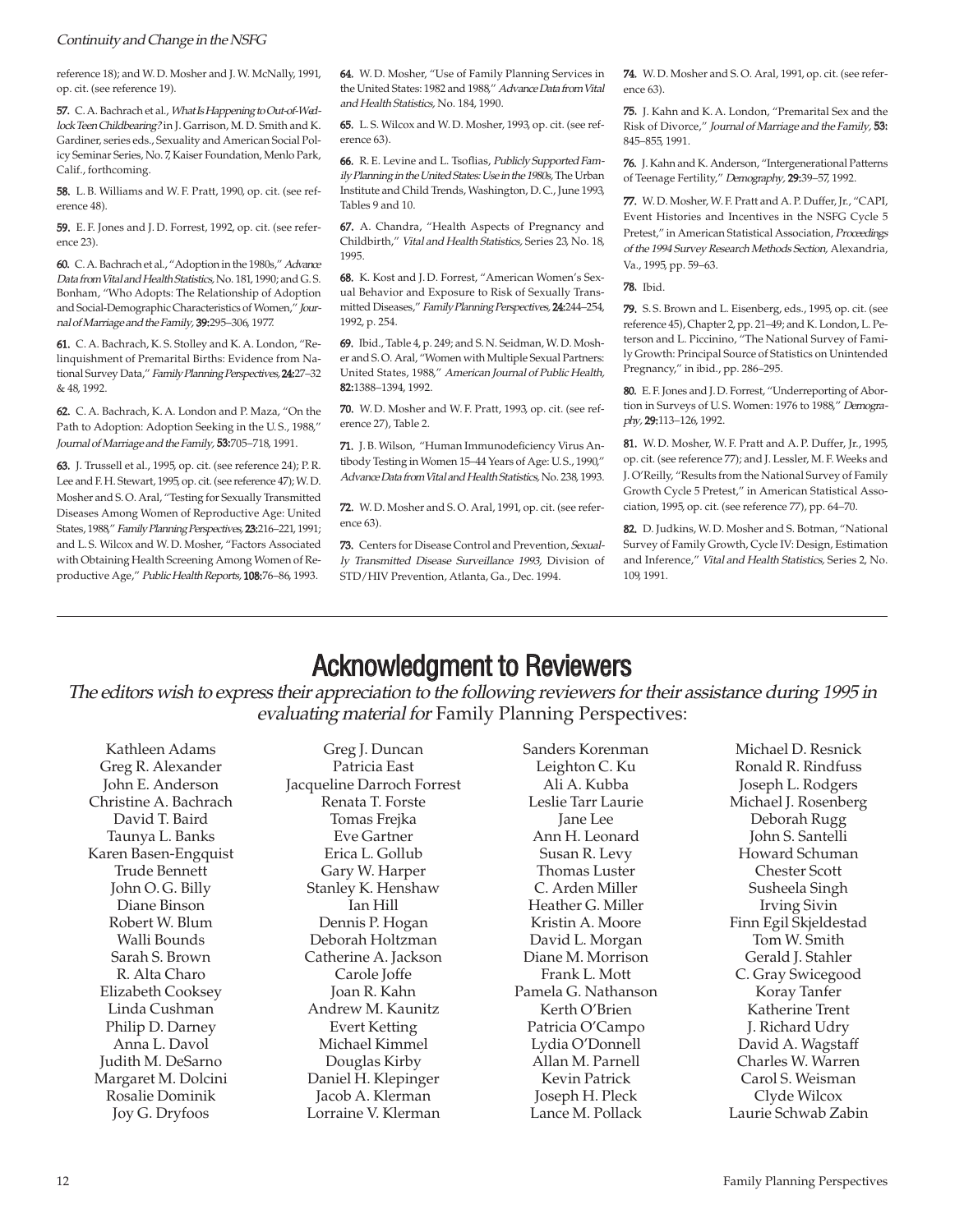reference 18); and W. D. Mosher and J. W. McNally, 1991, op. cit. (see reference 19).

**57.** C. A. Bachrach et al., *What Is Happening to Out-of-Wedlock Teen Childbearing?* in J. Garrison, M. D. Smith and K. Gardiner, series eds., Sexuality and American Social Policy Seminar Series, No. 7, Kaiser Foundation, Menlo Park, Calif., forthcoming.

**58.** L. B. Williams and W. F. Pratt, 1990, op. cit. (see reference 48).

**59.** E. F. Jones and J. D. Forrest, 1992, op. cit. (see reference 23).

**60.** C. A. Bachrach et al., "Adoption in the 1980s," *Advance Data from Vital and Health Statistics,* No. 181, 1990; and G. S. Bonham, "Who Adopts: The Relationship of Adoption and Social-Demographic Characteristics of Women," *Journal of Marriage and the Family,* **39:**295–306, 1977.

**61.** C. A. Bachrach, K. S. Stolley and K. A. London, "Relinquishment of Premarital Births: Evidence from National Survey Data," *Family Planning Perspectives,* **24:**27–32 & 48, 1992.

**62.** C. A. Bachrach, K. A. London and P. Maza, "On the Path to Adoption: Adoption Seeking in the U.S., 1988," *Journal of Marriage and the Family,* **53:**705–718, 1991.

**63.** J. Trussell et al., 1995, op. cit. (see reference 24); P. R. Lee and F. H. Stewart, 1995, op. cit. (see reference 47); W. D. Mosher and S. O. Aral, "Testing for Sexually Transmitted Diseases Among Women of Reproductive Age: United States, 1988," *Family Planning Perspectives,* **23:**216–221, 1991; and L. S. Wilcox and W. D. Mosher, "Factors Associated with Obtaining Health Screening Among Women of Reproductive Age," *Public Health Reports,* **108:**76–86, 1993.

**64.** W. D. Mosher, "Use of Family Planning Services in the United States: 1982 and 1988," *Advance Data from Vital and Health Statistics,* No. 184, 1990.

**65.** L. S. Wilcox and W. D. Mosher, 1993, op. cit. (see reference 63).

**66.** R. E. Levine and L. Tsoflias, *Publicly Supported Family Planning in the United States: Use in the 1980s,* The Urban Institute and Child Trends, Washington, D. C., June 1993, Tables 9 and 10.

**67.** A. Chandra, "Health Aspects of Pregnancy and Childbirth," *Vital and Health Statistics,* Series 23, No. 18, 1995.

**68.** K. Kost and J. D. Forrest, "American Women's Sexual Behavior and Exposure to Risk of Sexually Transmitted Diseases," *Family Planning Perspectives,* **24:**244–254, 1992, p. 254.

**69.** Ibid., Table 4, p. 249; and S. N. Seidman, W. D. Mosher and S. O. Aral, "Women with Multiple Sexual Partners: United States, 1988," *American Journal of Public Health,* **82:**1388–1394, 1992.

**70.** W. D. Mosher and W. F. Pratt, 1993, op. cit. (see reference 27), Table 2.

**71.** J. B. Wilson, "Human Immunodeficiency Virus Antibody Testing in Women 15–44 Years of Age: U.S., 1990," *Advance Data from Vital and Health Statistics,* No. 238, 1993.

**72.** W. D. Mosher and S. O. Aral, 1991, op. cit. (see reference 63).

**73.** Centers for Disease Control and Prevention, *Sexually Transmitted Disease Surveillance 1993,* Division of STD/HIV Prevention, Atlanta, Ga., Dec. 1994.

**74.** W. D. Mosher and S. O. Aral, 1991, op. cit. (see reference 63).

**75.** J. Kahn and K. A. London, "Premarital Sex and the Risk of Divorce," *Journal of Marriage and the Family,* **53:** 845–855, 1991.

**76.** J. Kahn and K. Anderson, "Intergenerational Patterns of Teenage Fertility," *Demography,* **29:**39–57, 1992.

**77.** W. D. Mosher, W. F. Pratt and A. P. Duffer, Jr., "CAPI, Event Histories and Incentives in the NSFG Cycle 5 Pretest," in American Statistical Association, *Proceedings of the 1994 Survey Research Methods Section,* Alexandria, Va., 1995, pp. 59–63.

**78.** Ibid.

**79.** S. S. Brown and L. Eisenberg, eds., 1995, op. cit. (see reference 45), Chapter 2, pp. 21–49; and K. London, L. Peterson and L. Piccinino, "The National Survey of Family Growth: Principal Source of Statistics on Unintended Pregnancy," in ibid., pp. 286–295.

**80.** E. F. Jones and J. D. Forrest, "Underreporting of Abortion in Surveys of U. S. Women: 1976 to 1988," *Demography,* **29:**113–126, 1992.

**81.** W. D. Mosher, W. F. Pratt and A. P. Duffer, Jr., 1995, op. cit. (see reference 77); and J. Lessler, M. F. Weeks and J. O'Reilly, "Results from the National Survey of Family Growth Cycle 5 Pretest," in American Statistical Association, 1995, op. cit. (see reference 77), pp. 64–70.

**82.** D. Judkins, W. D. Mosher and S. Botman, "National Survey of Family Growth, Cycle IV: Design, Estimation and Inference," *Vital and Health Statistics,* Series 2, No. 109, 1991.

# Acknowledgment to Reviewers

*The editors wish to express their appreciation to the following reviewers for their assistance during 1995 in evaluating material for* Family Planning Perspectives:

Kathleen Adams
Greg R. Alexander
John E. Anderson
Christine A. Bachrach
David T. Baird
Taunya L. Banks
Karen Basen-Engquist
Trude Bennett
John O. G. Billy
Diane Binson
Robert W. Blum
Walli Bounds
Sarah S. Brown
R. Alta Charo
Elizabeth Cooksey
Linda Cushman
Philip D. Darney
Anna L. Davol
Judith M. DeSarno
Margaret M. Dolcini
Rosalie Dominik
Joy G. Dryfoos
Greg J. Duncan
Patricia East
Jacqueline Darroch Forrest
Renata T. Forste
Tomas Frejka
Eve Gartner
Erica L. Gollub
Gary W. Harper
Stanley K. Henshaw
Ian Hill
Dennis P. Hogan
Deborah Holtzman
Catherine A. Jackson
Carole Joffe
Joan R. Kahn
Andrew M. Kaunitz
Evert Ketting
Michael Kimmel
Douglas Kirby
Daniel H. Klepinger
Jacob A. Klerman
Lorraine V. Klerman
Sanders Korenman
Leighton C. Ku
Ali A. Kubba
Leslie Tarr Laurie
Jane Lee
Ann H. Leonard
Susan R. Levy
Thomas Luster
C. Arden Miller
Heather G. Miller
Kristin A. Moore
David L. Morgan
Diane M. Morrison
Frank L. Mott
Pamela G. Nathanson
Kerth O'Brien
Patricia O'Campo
Lydia O'Donnell
Allan M. Parnell
Kevin Patrick
Joseph H. Pleck
Lance M. Pollack
Michael D. Resnick
Ronald R. Rindfuss
Joseph L. Rodgers
Michael J. Rosenberg
Deborah Rugg
John S. Santelli
Howard Schuman
Chester Scott
Susheela Singh
Irving Sivin
Finn Egil Skjeldestad
Tom W. Smith
Gerald J. Stahler
C. Gray Swicegood
Koray Tanfer
Katherine Trent
J. Richard Udry
David A. Wagstaff
Charles W. Warren
Carol S. Weisman
Clyde Wilcox
Laurie Schwab Zabin